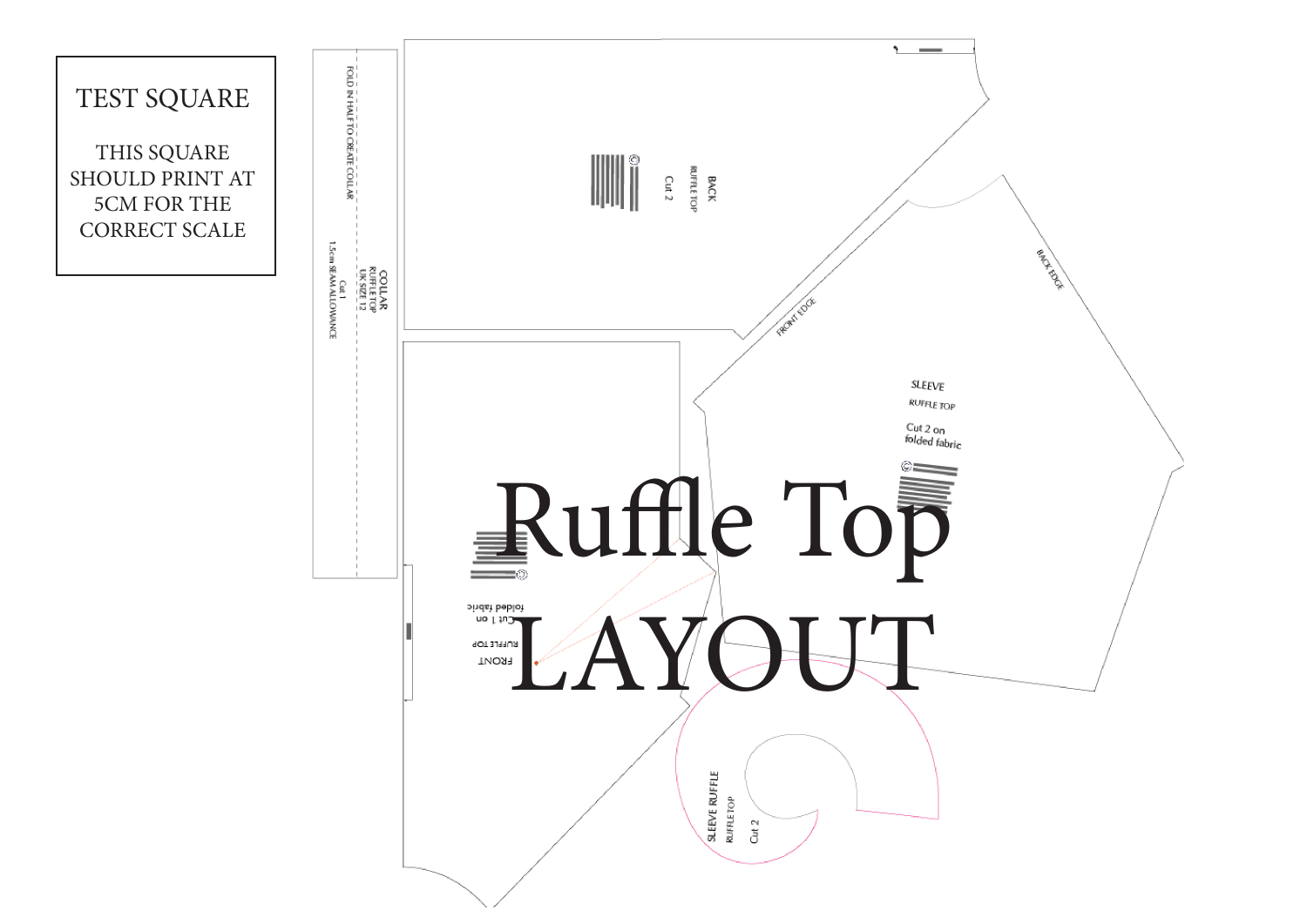# Ruffle Top LAYOUT

TEST SQUARE

THIS SQUARE SHOULD PRINT AT 5CM FOR THE CORRECT SCALE

FOLD IN HALF TO CREATE COLLAR

COLLAR
RUFFLE TOP
UK SIZE 12
Cut 1
1.5cm SEAM ALLOWANCE

BACK
RUFFLE TOP
Cut 2

FRONT EDGE

BACK EDGE

SLEEVE
RUFFLE TOP
Cut 2 on folded fabric

FRONT
RUFFLE TOP
Cut 1 on folded fabric

SLEEVE RUFFLE
RUFFLE TOP
Cut 2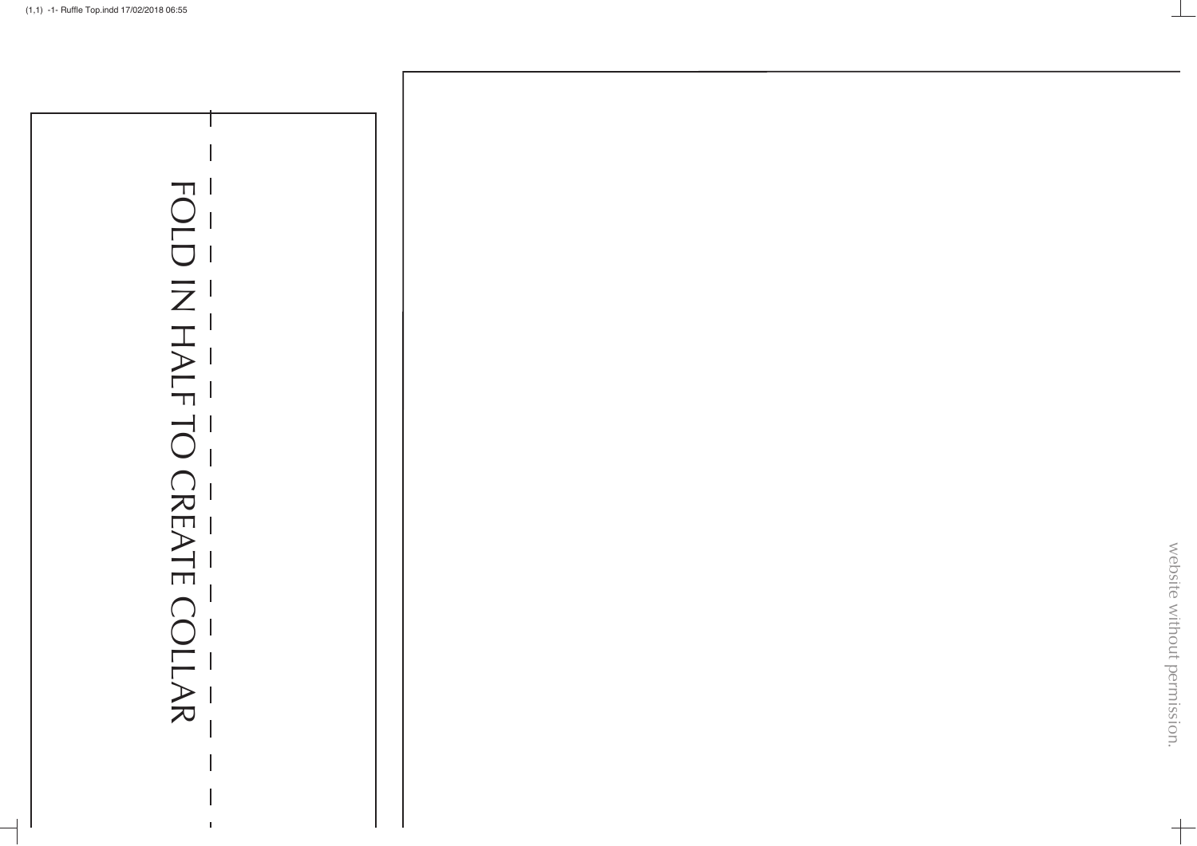FOLD IN HALF TO CREATE COLLAR

website without permission.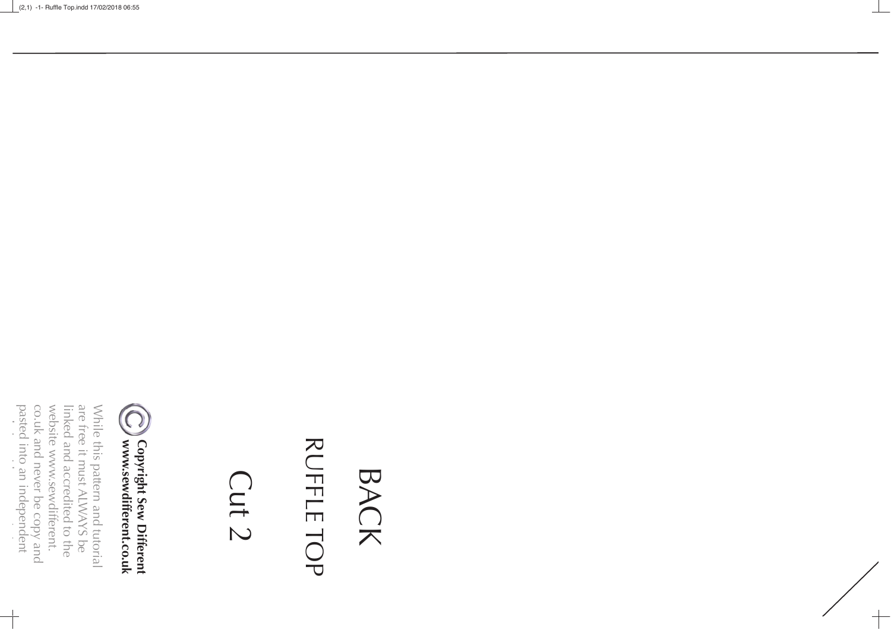# BACK

## RUFFLE TOP

Cut 2

**Copyright Sew Different**
**www.sewdifferent.co.uk**

While this pattern and tutorial are free it must ALWAYS be linked and accredited to the website www.sewdifferent.co.uk and never be copy and pasted into an independent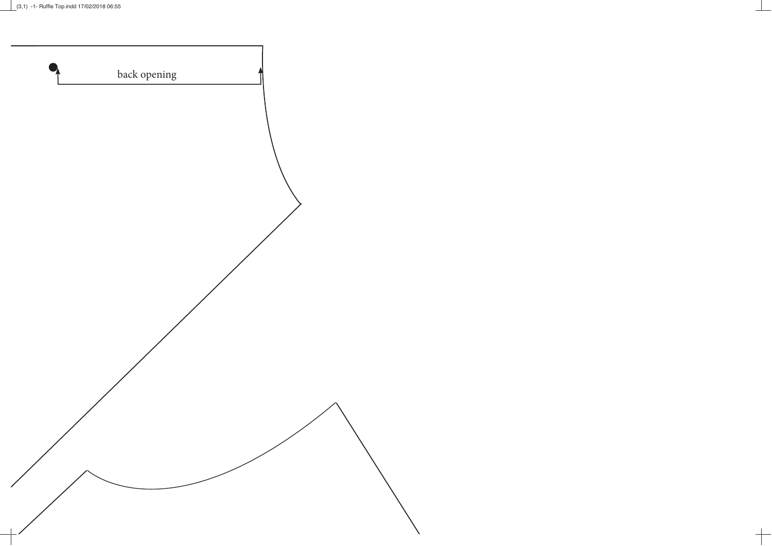back opening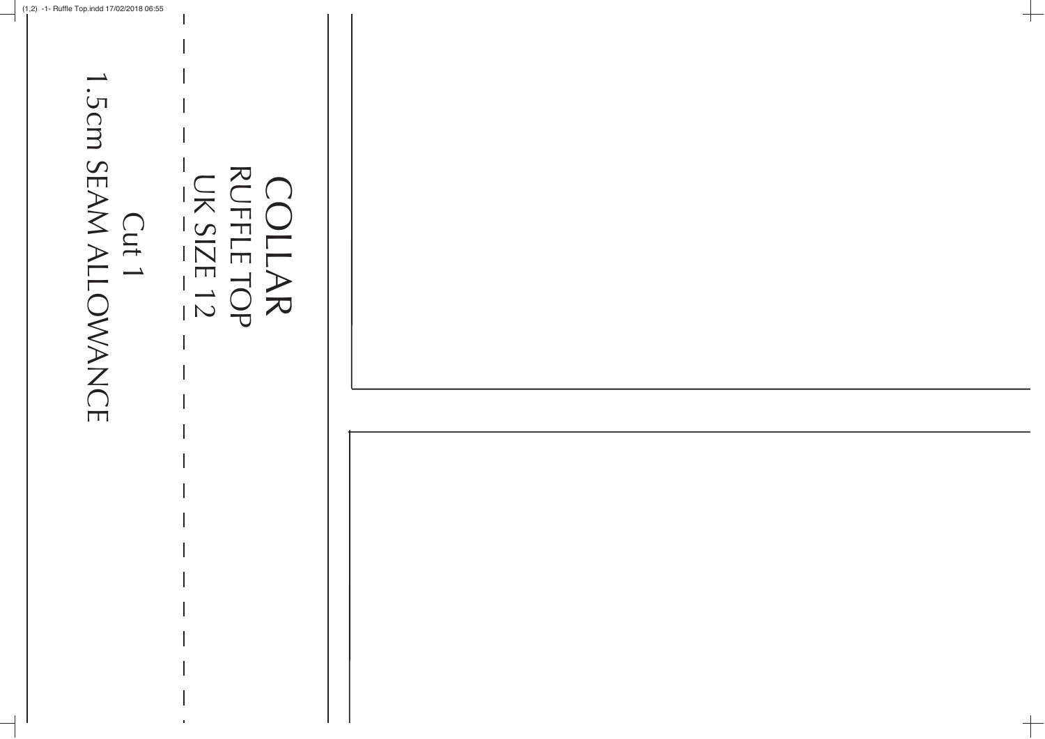COLLAR

RUFFLE TOP

UK SIZE 12

Cut 1

1.5cm SEAM ALLOWANCE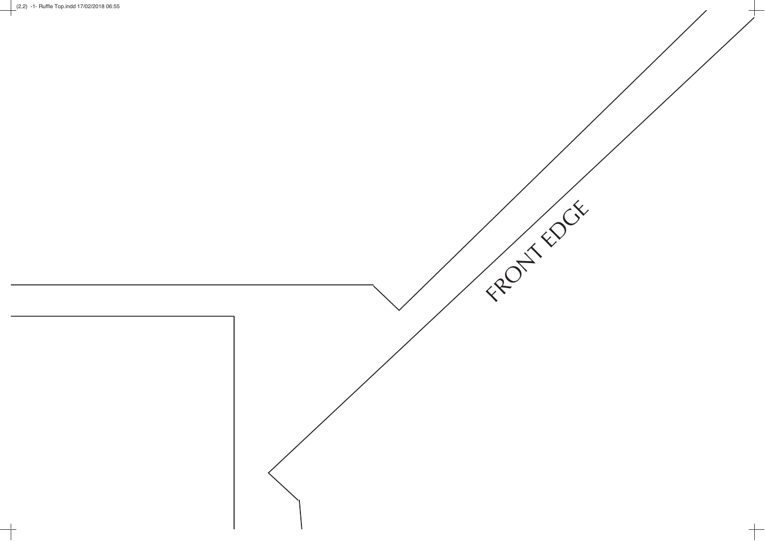FRONT EDGE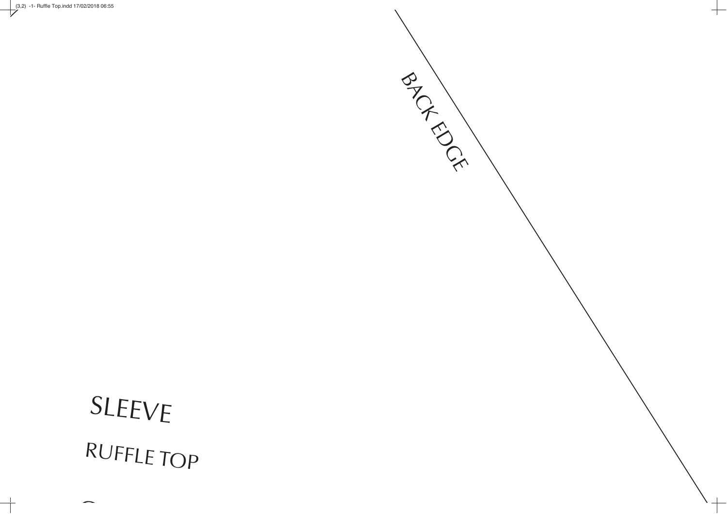BACK EDGE

SLEEVE

RUFFLE TOP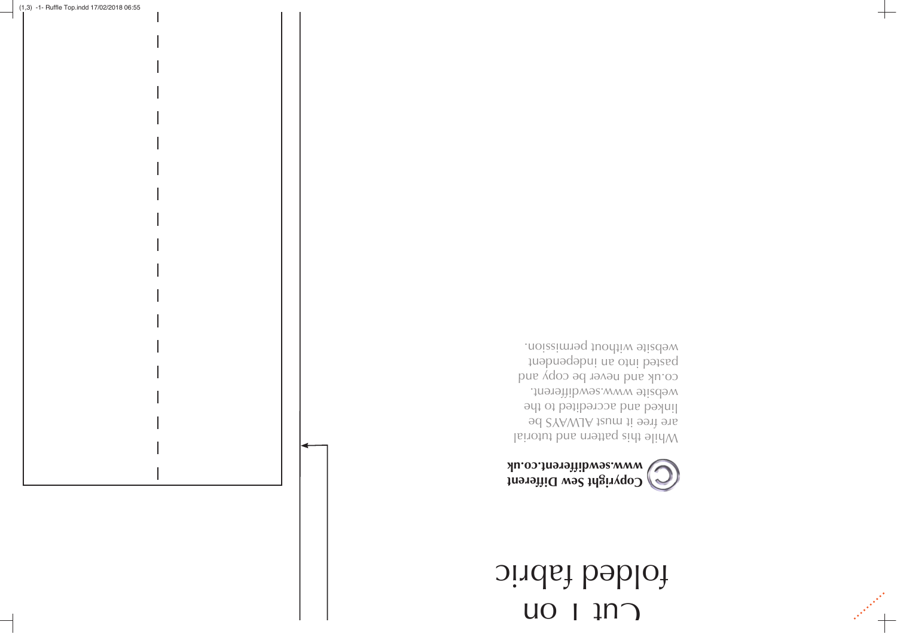Cut 1 on folded fabric

**Copyright Sew Different**
**www.sewdifferent.co.uk**

While this pattern and tutorial are free it must ALWAYS be linked and accredited to the website www.sewdifferent.co.uk and never be copy and pasted into an independent website without permission.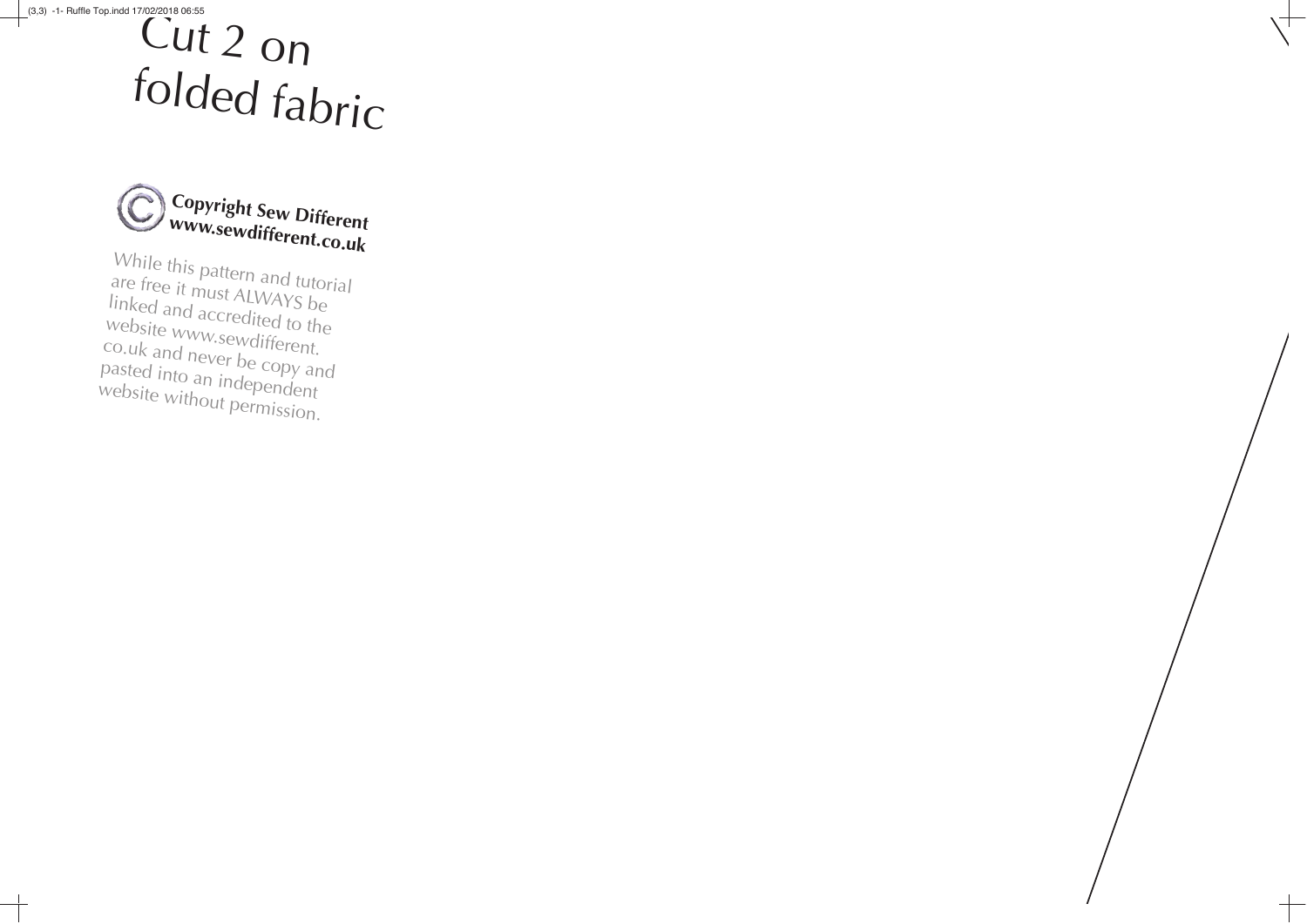Cut 2 on folded fabric

**Copyright Sew Different**
**www.sewdifferent.co.uk**

While this pattern and tutorial are free it must ALWAYS be linked and accredited to the website www.sewdifferent.co.uk and never be copy and pasted into an independent website without permission.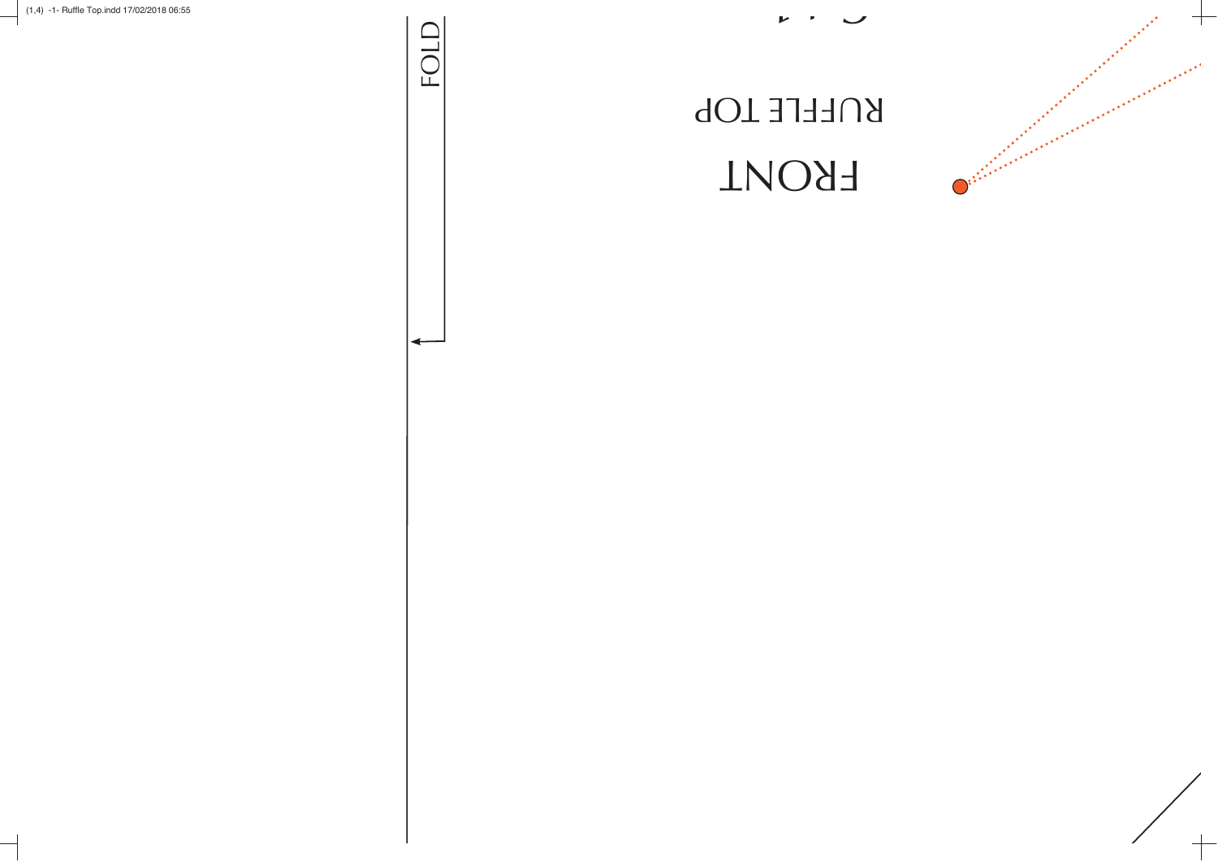FOLD

RUFFLE TOP

FRONT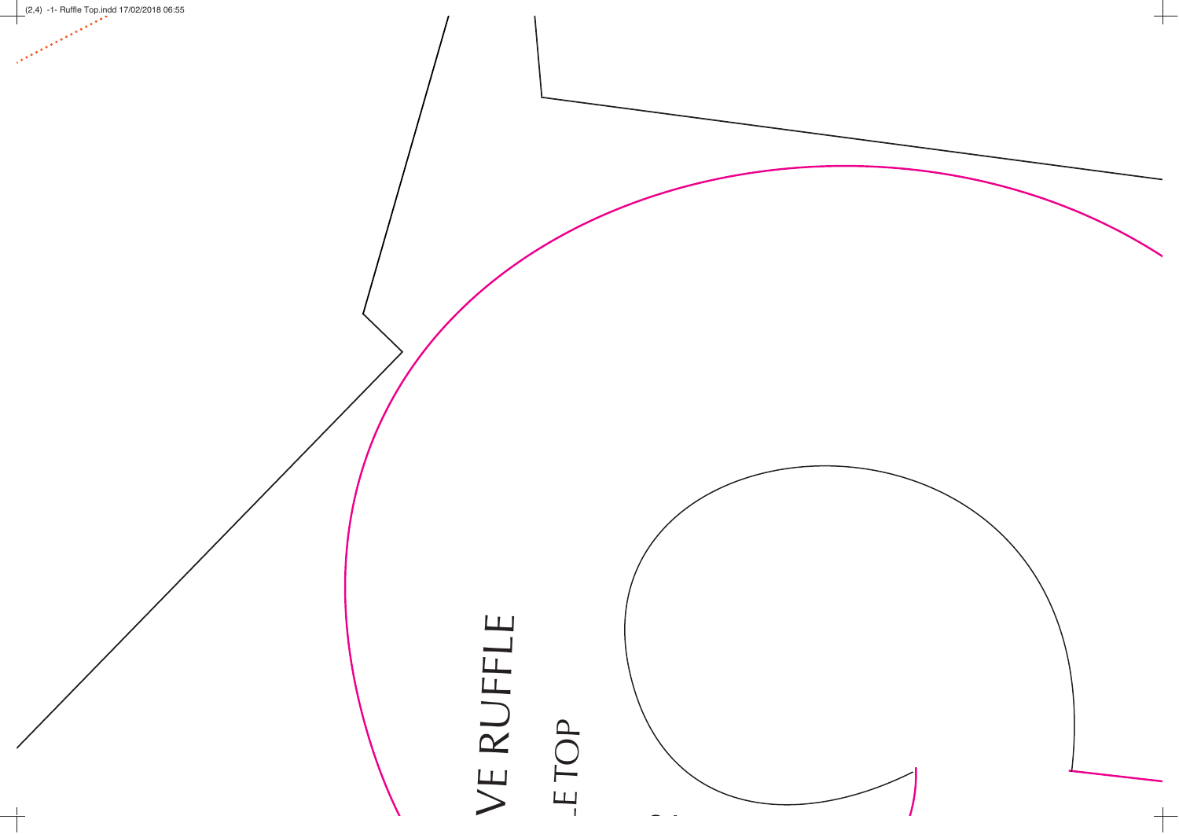VE RUFFLE

_E TOP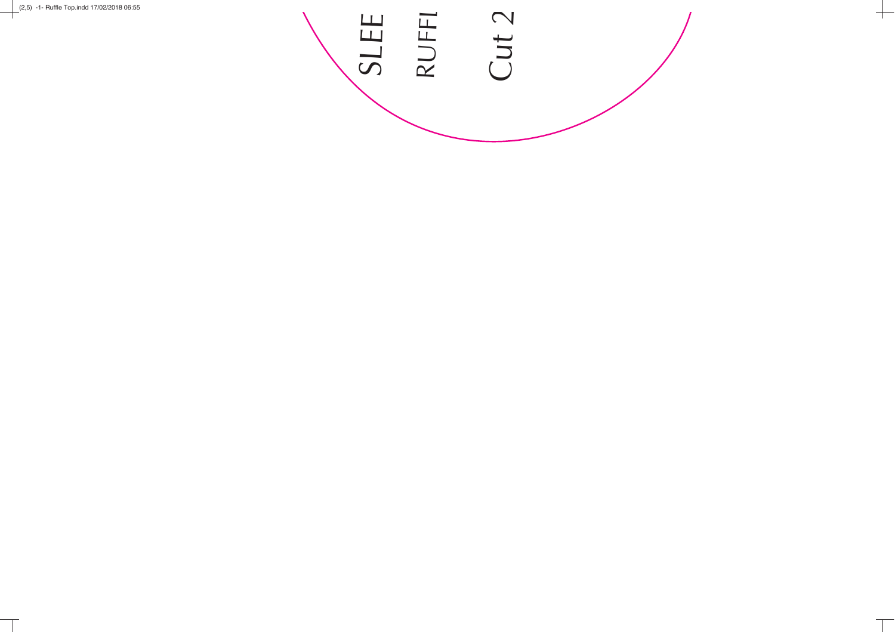SLEE

RUFFL

Cut 2